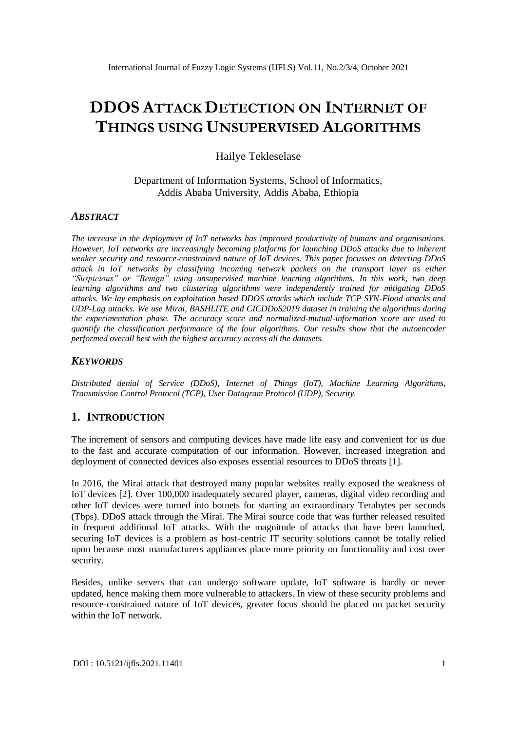# DDOS Attack Detection on Internet of Things using Unsupervised Algorithms

Hailye Tekleselase

Department of Information Systems, School of Informatics,
Addis Ababa University, Addis Ababa, Ethiopia

### *ABSTRACT*

*The increase in the deployment of IoT networks has improved productivity of humans and organisations. However, IoT networks are increasingly becoming platforms for launching DDoS attacks due to inherent weaker security and resource-constrained nature of IoT devices. This paper focusses on detecting DDoS attack in IoT networks by classifying incoming network packets on the transport layer as either "Suspicious" or "Benign" using unsupervised machine learning algorithms. In this work, two deep learning algorithms and two clustering algorithms were independently trained for mitigating DDoS attacks. We lay emphasis on exploitation based DDOS attacks which include TCP SYN-Flood attacks and UDP-Lag attacks. We use Mirai, BASHLITE and CICDDoS2019 dataset in training the algorithms during the experimentation phase. The accuracy score and normalized-mutual-information score are used to quantify the classification performance of the four algorithms. Our results show that the autoencoder performed overall best with the highest accuracy across all the datasets.*

### *KEYWORDS*

*Distributed denial of Service (DDoS), Internet of Things (IoT), Machine Learning Algorithms, Transmission Control Protocol (TCP), User Datagram Protocol (UDP), Security.*

## 1. Introduction

The increment of sensors and computing devices have made life easy and convenient for us due to the fast and accurate computation of our information. However, increased integration and deployment of connected devices also exposes essential resources to DDoS threats [1].

In 2016, the Mirai attack that destroyed many popular websites really exposed the weakness of IoT devices [2]. Over 100,000 inadequately secured player, cameras, digital video recording and other IoT devices were turned into botnets for starting an extraordinary Terabytes per seconds (Tbps). DDoS attack through the Mirai. The Mirai source code that was further released resulted in frequent additional IoT attacks. With the magnitude of attacks that have been launched, securing IoT devices is a problem as host-centric IT security solutions cannot be totally relied upon because most manufacturers appliances place more priority on functionality and cost over security.

Besides, unlike servers that can undergo software update, IoT software is hardly or never updated, hence making them more vulnerable to attackers. In view of these security problems and resource-constrained nature of IoT devices, greater focus should be placed on packet security within the IoT network.

DOI : 10.5121/ijfls.2021.11401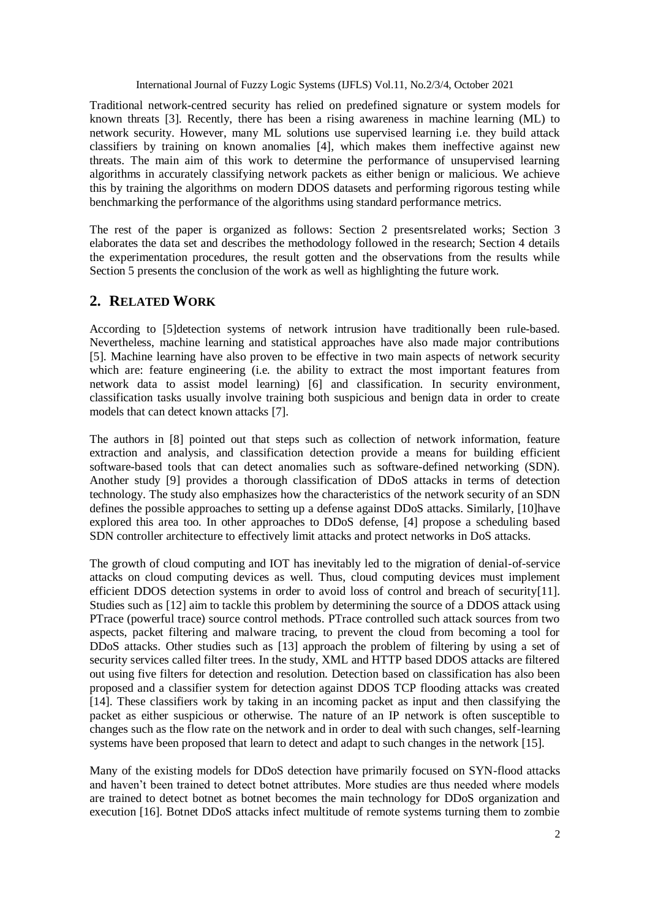Traditional network-centred security has relied on predefined signature or system models for known threats [3]. Recently, there has been a rising awareness in machine learning (ML) to network security. However, many ML solutions use supervised learning i.e. they build attack classifiers by training on known anomalies [4], which makes them ineffective against new threats. The main aim of this work to determine the performance of unsupervised learning algorithms in accurately classifying network packets as either benign or malicious. We achieve this by training the algorithms on modern DDOS datasets and performing rigorous testing while benchmarking the performance of the algorithms using standard performance metrics.

The rest of the paper is organized as follows: Section 2 presentsrelated works; Section 3 elaborates the data set and describes the methodology followed in the research; Section 4 details the experimentation procedures, the result gotten and the observations from the results while Section 5 presents the conclusion of the work as well as highlighting the future work.

## 2. RELATED WORK

According to [5]detection systems of network intrusion have traditionally been rule-based. Nevertheless, machine learning and statistical approaches have also made major contributions [5]. Machine learning have also proven to be effective in two main aspects of network security which are: feature engineering (i.e. the ability to extract the most important features from network data to assist model learning) [6] and classification. In security environment, classification tasks usually involve training both suspicious and benign data in order to create models that can detect known attacks [7].

The authors in [8] pointed out that steps such as collection of network information, feature extraction and analysis, and classification detection provide a means for building efficient software-based tools that can detect anomalies such as software-defined networking (SDN). Another study [9] provides a thorough classification of DDoS attacks in terms of detection technology. The study also emphasizes how the characteristics of the network security of an SDN defines the possible approaches to setting up a defense against DDoS attacks. Similarly, [10]have explored this area too. In other approaches to DDoS defense, [4] propose a scheduling based SDN controller architecture to effectively limit attacks and protect networks in DoS attacks.

The growth of cloud computing and IOT has inevitably led to the migration of denial-of-service attacks on cloud computing devices as well. Thus, cloud computing devices must implement efficient DDOS detection systems in order to avoid loss of control and breach of security[11]. Studies such as [12] aim to tackle this problem by determining the source of a DDOS attack using PTrace (powerful trace) source control methods. PTrace controlled such attack sources from two aspects, packet filtering and malware tracing, to prevent the cloud from becoming a tool for DDoS attacks. Other studies such as [13] approach the problem of filtering by using a set of security services called filter trees. In the study, XML and HTTP based DDOS attacks are filtered out using five filters for detection and resolution. Detection based on classification has also been proposed and a classifier system for detection against DDOS TCP flooding attacks was created [14]. These classifiers work by taking in an incoming packet as input and then classifying the packet as either suspicious or otherwise. The nature of an IP network is often susceptible to changes such as the flow rate on the network and in order to deal with such changes, self-learning systems have been proposed that learn to detect and adapt to such changes in the network [15].

Many of the existing models for DDoS detection have primarily focused on SYN-flood attacks and haven't been trained to detect botnet attributes. More studies are thus needed where models are trained to detect botnet as botnet becomes the main technology for DDoS organization and execution [16]. Botnet DDoS attacks infect multitude of remote systems turning them to zombie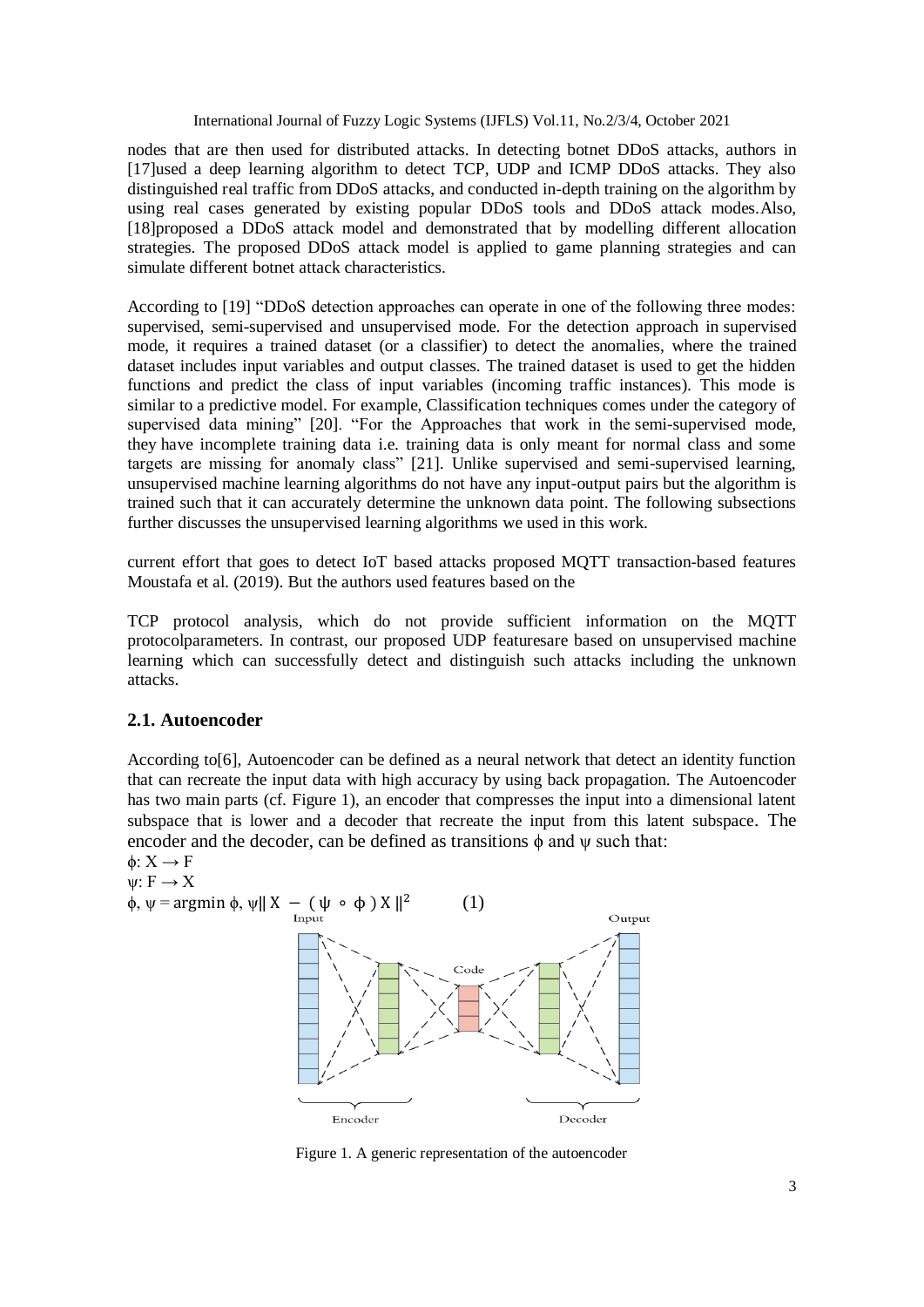nodes that are then used for distributed attacks. In detecting botnet DDoS attacks, authors in [17]used a deep learning algorithm to detect TCP, UDP and ICMP DDoS attacks. They also distinguished real traffic from DDoS attacks, and conducted in-depth training on the algorithm by using real cases generated by existing popular DDoS tools and DDoS attack modes. Also, [18]proposed a DDoS attack model and demonstrated that by modelling different allocation strategies. The proposed DDoS attack model is applied to game planning strategies and can simulate different botnet attack characteristics.

According to [19] "DDoS detection approaches can operate in one of the following three modes: supervised, semi-supervised and unsupervised mode. For the detection approach in supervised mode, it requires a trained dataset (or a classifier) to detect the anomalies, where the trained dataset includes input variables and output classes. The trained dataset is used to get the hidden functions and predict the class of input variables (incoming traffic instances). This mode is similar to a predictive model. For example, Classification techniques comes under the category of supervised data mining" [20]. "For the Approaches that work in the semi-supervised mode, they have incomplete training data i.e. training data is only meant for normal class and some targets are missing for anomaly class" [21]. Unlike supervised and semi-supervised learning, unsupervised machine learning algorithms do not have any input-output pairs but the algorithm is trained such that it can accurately determine the unknown data point. The following subsections further discusses the unsupervised learning algorithms we used in this work.

current effort that goes to detect IoT based attacks proposed MQTT transaction-based features Moustafa et al. (2019). But the authors used features based on the

TCP protocol analysis, which do not provide sufficient information on the MQTT protocolparameters. In contrast, our proposed UDP featuresare based on unsupervised machine learning which can successfully detect and distinguish such attacks including the unknown attacks.

## 2.1. Autoencoder

According to[6], Autoencoder can be defined as a neural network that detect an identity function that can recreate the input data with high accuracy by using back propagation. The Autoencoder has two main parts (cf. Figure 1), an encoder that compresses the input into a dimensional latent subspace that is lower and a decoder that recreate the input from this latent subspace. The encoder and the decoder, can be defined as transitions $\phi$ and $\psi$ such that:

$\phi: X \rightarrow F$

$\psi: F \rightarrow X$

$$\phi, \psi = \operatorname{argmin}_{\phi, \psi} \| X - (\psi \circ \phi) X \|^2 \qquad (1)$$

Figure 1. A generic representation of the autoencoder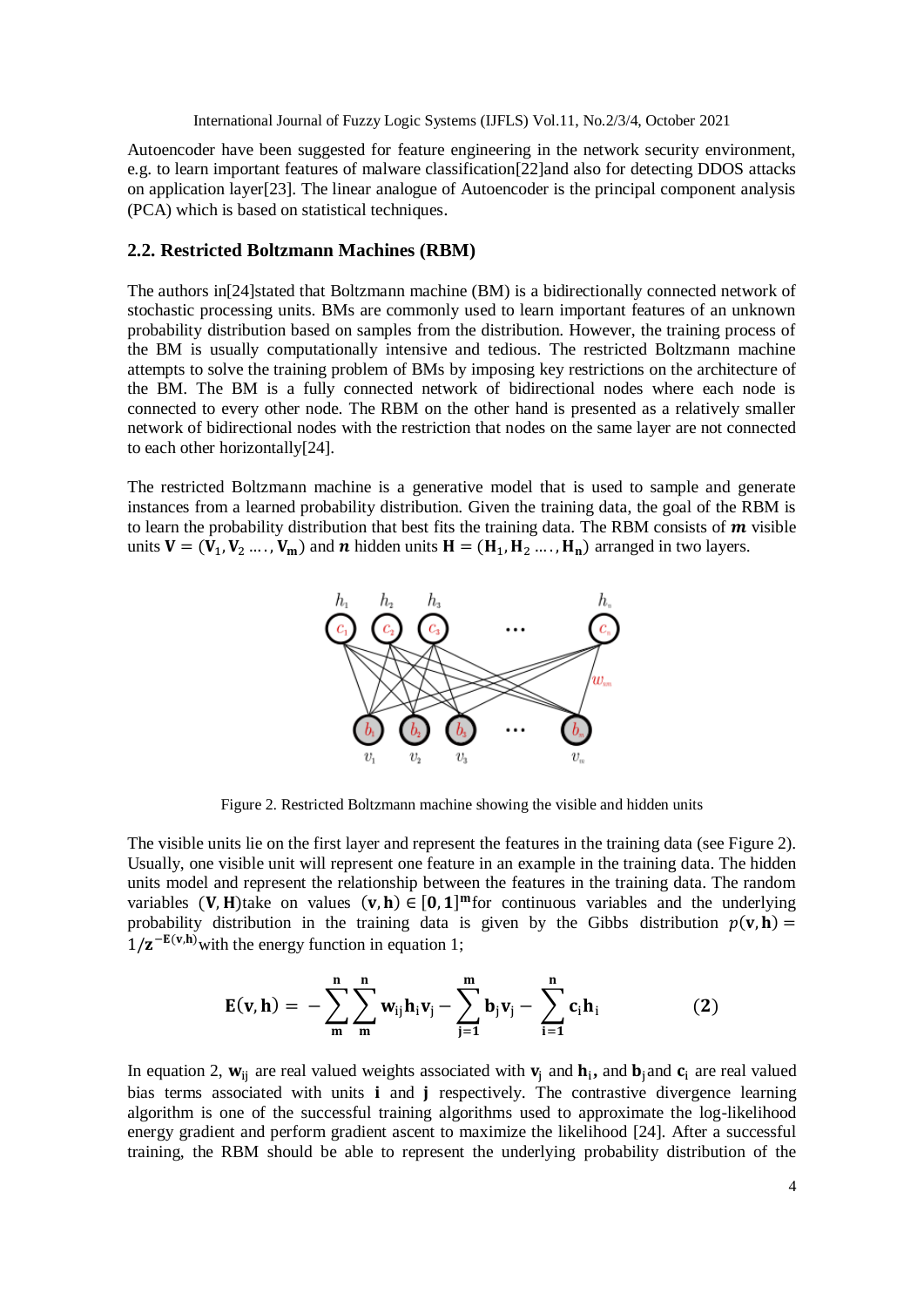Autoencoder have been suggested for feature engineering in the network security environment, e.g. to learn important features of malware classification[22]and also for detecting DDOS attacks on application layer[23]. The linear analogue of Autoencoder is the principal component analysis (PCA) which is based on statistical techniques.

## 2.2. Restricted Boltzmann Machines (RBM)

The authors in[24]stated that Boltzmann machine (BM) is a bidirectionally connected network of stochastic processing units. BMs are commonly used to learn important features of an unknown probability distribution based on samples from the distribution. However, the training process of the BM is usually computationally intensive and tedious. The restricted Boltzmann machine attempts to solve the training problem of BMs by imposing key restrictions on the architecture of the BM. The BM is a fully connected network of bidirectional nodes where each node is connected to every other node. The RBM on the other hand is presented as a relatively smaller network of bidirectional nodes with the restriction that nodes on the same layer are not connected to each other horizontally[24].

The restricted Boltzmann machine is a generative model that is used to sample and generate instances from a learned probability distribution. Given the training data, the goal of the RBM is to learn the probability distribution that best fits the training data. The RBM consists of $\boldsymbol{m}$ visible units $\mathbf{V} = (\mathbf{V}_1, \mathbf{V}_2 \ldots, \mathbf{V}_\mathbf{m})$ and $\boldsymbol{n}$ hidden units $\mathbf{H} = (\mathbf{H}_1, \mathbf{H}_2 \ldots, \mathbf{H}_\mathbf{n})$ arranged in two layers.

Figure 2. Restricted Boltzmann machine showing the visible and hidden units

The visible units lie on the first layer and represent the features in the training data (see Figure 2). Usually, one visible unit will represent one feature in an example in the training data. The hidden units model and represent the relationship between the features in the training data. The random variables $(\mathbf{V}, \mathbf{H})$take on values $(\mathbf{v}, \mathbf{h}) \in [\mathbf{0}, \mathbf{1}]^\mathbf{m}$for continuous variables and the underlying probability distribution in the training data is given by the Gibbs distribution $p(\mathbf{v}, \mathbf{h}) = 1/\mathbf{z}^{-\mathbf{E}(\mathbf{v},\mathbf{h})}$with the energy function in equation 1;

$$\mathbf{E}(\mathbf{v}, \mathbf{h}) = -\sum_{\mathbf{m}}^{\mathbf{n}} \sum_{\mathbf{m}}^{\mathbf{n}} \mathbf{w}_{\mathrm{ij}} \mathbf{h}_{\mathrm{i}} \mathbf{v}_{\mathrm{j}} - \sum_{\mathbf{j=1}}^{\mathbf{m}} \mathbf{b}_{\mathrm{j}} \mathbf{v}_{\mathrm{j}} - \sum_{\mathbf{i=1}}^{\mathbf{n}} \mathbf{c}_{\mathrm{i}} \mathbf{h}_{\mathrm{i}} \qquad (2)$$

In equation 2, $\mathbf{w}_{\mathrm{ij}}$ are real valued weights associated with $\mathbf{v}_{\mathrm{j}}$ and $\mathbf{h}_{\mathrm{i}}$, and $\mathbf{b}_{\mathrm{j}}$and $\mathbf{c}_{\mathrm{i}}$ are real valued bias terms associated with units $\mathbf{i}$ and $\mathbf{j}$ respectively. The contrastive divergence learning algorithm is one of the successful training algorithms used to approximate the log-likelihood energy gradient and perform gradient ascent to maximize the likelihood [24]. After a successful training, the RBM should be able to represent the underlying probability distribution of the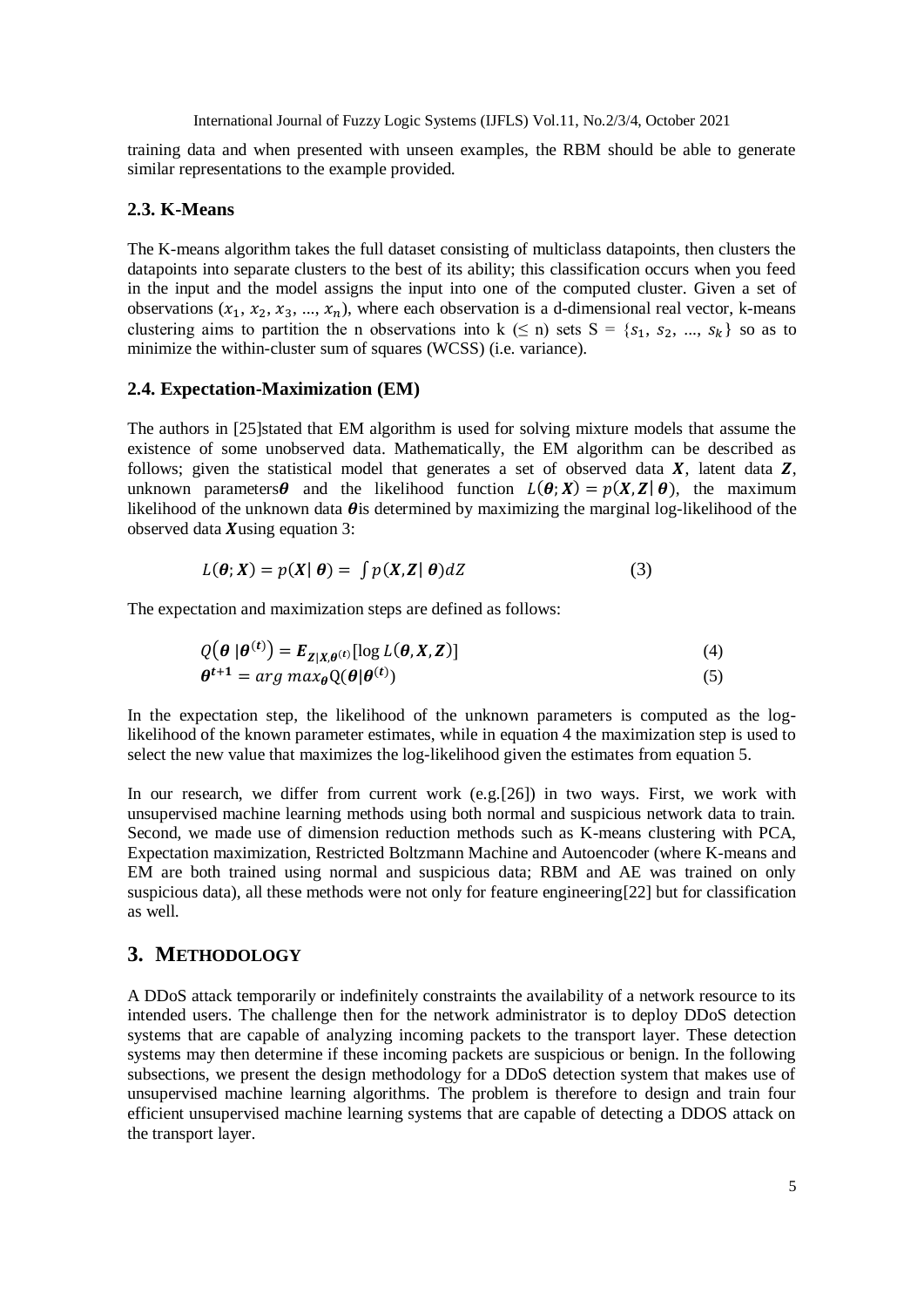training data and when presented with unseen examples, the RBM should be able to generate similar representations to the example provided.

### 2.3. K-Means

The K-means algorithm takes the full dataset consisting of multiclass datapoints, then clusters the datapoints into separate clusters to the best of its ability; this classification occurs when you feed in the input and the model assigns the input into one of the computed cluster. Given a set of observations ($x_1$, $x_2$, $x_3$, ..., $x_n$), where each observation is a d-dimensional real vector, k-means clustering aims to partition the n observations into k ($\leq$ n) sets S = {$s_1$, $s_2$, ..., $s_k$} so as to minimize the within-cluster sum of squares (WCSS) (i.e. variance).

### 2.4. Expectation-Maximization (EM)

The authors in [25]stated that EM algorithm is used for solving mixture models that assume the existence of some unobserved data. Mathematically, the EM algorithm can be described as follows; given the statistical model that generates a set of observed data $\boldsymbol{X}$, latent data $\boldsymbol{Z}$, unknown parameters$\boldsymbol{\theta}$ and the likelihood function $L(\boldsymbol{\theta}; \boldsymbol{X}) = p(\boldsymbol{X}, \boldsymbol{Z} | \boldsymbol{\theta})$, the maximum likelihood of the unknown data $\boldsymbol{\theta}$is determined by maximizing the marginal log-likelihood of the observed data $\boldsymbol{X}$using equation 3:

$$L(\boldsymbol{\theta}; \boldsymbol{X}) = p(\boldsymbol{X} | \boldsymbol{\theta}) = \int p(\boldsymbol{X}, \boldsymbol{Z} | \boldsymbol{\theta}) dZ \tag{3}$$

The expectation and maximization steps are defined as follows:

$$Q(\boldsymbol{\theta} | \boldsymbol{\theta}^{(t)}) = \boldsymbol{E}_{\boldsymbol{Z}|\boldsymbol{X},\boldsymbol{\theta}^{(t)}}[\log L(\boldsymbol{\theta}, \boldsymbol{X}, \boldsymbol{Z})] \tag{4}$$

$$\boldsymbol{\theta}^{t+1} = arg\ max_{\boldsymbol{\theta}} Q(\boldsymbol{\theta} | \boldsymbol{\theta}^{(t)}) \tag{5}$$

In the expectation step, the likelihood of the unknown parameters is computed as the log-likelihood of the known parameter estimates, while in equation 4 the maximization step is used to select the new value that maximizes the log-likelihood given the estimates from equation 5.

In our research, we differ from current work (e.g.[26]) in two ways. First, we work with unsupervised machine learning methods using both normal and suspicious network data to train. Second, we made use of dimension reduction methods such as K-means clustering with PCA, Expectation maximization, Restricted Boltzmann Machine and Autoencoder (where K-means and EM are both trained using normal and suspicious data; RBM and AE was trained on only suspicious data), all these methods were not only for feature engineering[22] but for classification as well.

## 3. METHODOLOGY

A DDoS attack temporarily or indefinitely constraints the availability of a network resource to its intended users. The challenge then for the network administrator is to deploy DDoS detection systems that are capable of analyzing incoming packets to the transport layer. These detection systems may then determine if these incoming packets are suspicious or benign. In the following subsections, we present the design methodology for a DDoS detection system that makes use of unsupervised machine learning algorithms. The problem is therefore to design and train four efficient unsupervised machine learning systems that are capable of detecting a DDOS attack on the transport layer.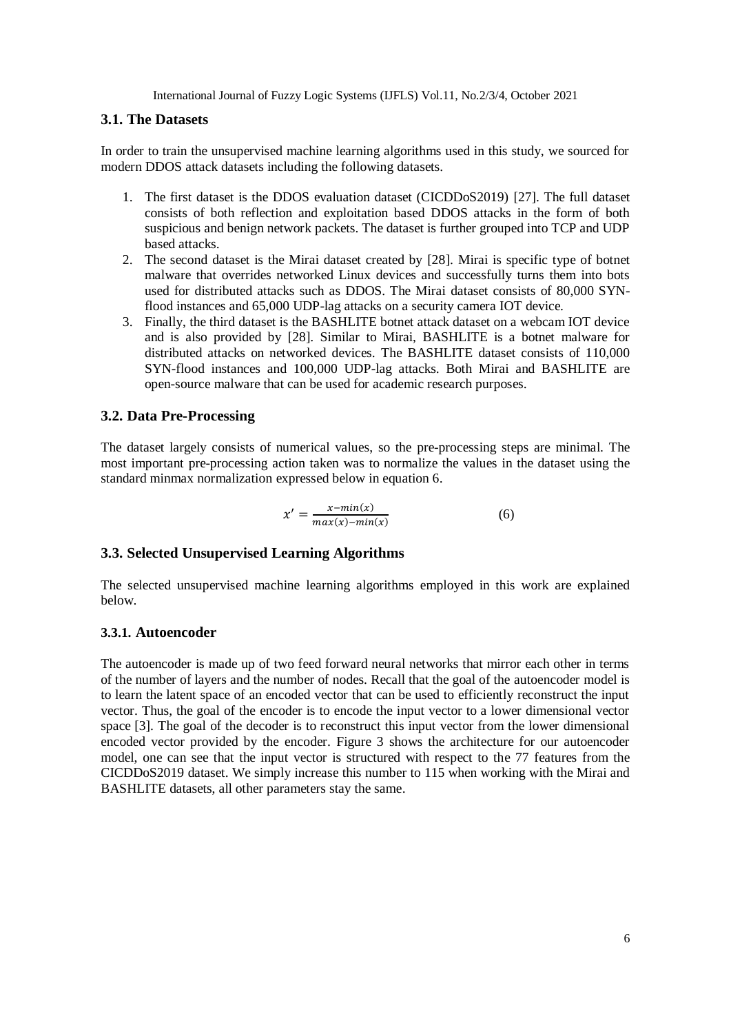### 3.1. The Datasets

In order to train the unsupervised machine learning algorithms used in this study, we sourced for modern DDOS attack datasets including the following datasets.

1. The first dataset is the DDOS evaluation dataset (CICDDoS2019) [27]. The full dataset consists of both reflection and exploitation based DDOS attacks in the form of both suspicious and benign network packets. The dataset is further grouped into TCP and UDP based attacks.
2. The second dataset is the Mirai dataset created by [28]. Mirai is specific type of botnet malware that overrides networked Linux devices and successfully turns them into bots used for distributed attacks such as DDOS. The Mirai dataset consists of 80,000 SYN-flood instances and 65,000 UDP-lag attacks on a security camera IOT device.
3. Finally, the third dataset is the BASHLITE botnet attack dataset on a webcam IOT device and is also provided by [28]. Similar to Mirai, BASHLITE is a botnet malware for distributed attacks on networked devices. The BASHLITE dataset consists of 110,000 SYN-flood instances and 100,000 UDP-lag attacks. Both Mirai and BASHLITE are open-source malware that can be used for academic research purposes.

### 3.2. Data Pre-Processing

The dataset largely consists of numerical values, so the pre-processing steps are minimal. The most important pre-processing action taken was to normalize the values in the dataset using the standard minmax normalization expressed below in equation 6.

$$x' = \frac{x - min(x)}{max(x) - min(x)} \tag{6}$$

### 3.3. Selected Unsupervised Learning Algorithms

The selected unsupervised machine learning algorithms employed in this work are explained below.

#### 3.3.1. Autoencoder

The autoencoder is made up of two feed forward neural networks that mirror each other in terms of the number of layers and the number of nodes. Recall that the goal of the autoencoder model is to learn the latent space of an encoded vector that can be used to efficiently reconstruct the input vector. Thus, the goal of the encoder is to encode the input vector to a lower dimensional vector space [3]. The goal of the decoder is to reconstruct this input vector from the lower dimensional encoded vector provided by the encoder. Figure 3 shows the architecture for our autoencoder model, one can see that the input vector is structured with respect to the 77 features from the CICDDoS2019 dataset. We simply increase this number to 115 when working with the Mirai and BASHLITE datasets, all other parameters stay the same.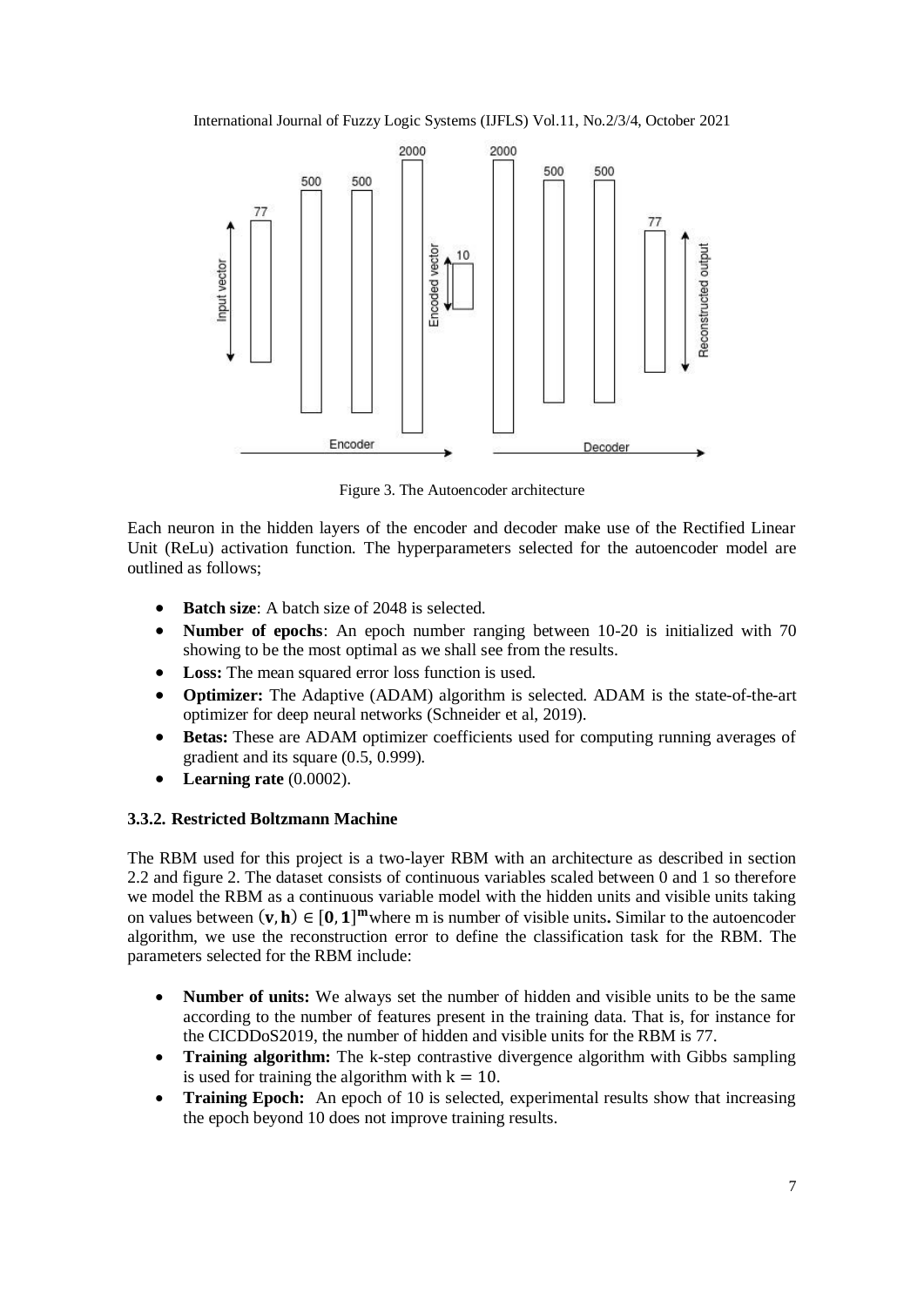Figure 3. The Autoencoder architecture

Each neuron in the hidden layers of the encoder and decoder make use of the Rectified Linear Unit (ReLu) activation function. The hyperparameters selected for the autoencoder model are outlined as follows;

- **Batch size**: A batch size of 2048 is selected.
- **Number of epochs**: An epoch number ranging between 10-20 is initialized with 70 showing to be the most optimal as we shall see from the results.
- **Loss:** The mean squared error loss function is used.
- **Optimizer:** The Adaptive (ADAM) algorithm is selected. ADAM is the state-of-the-art optimizer for deep neural networks (Schneider et al, 2019).
- **Betas:** These are ADAM optimizer coefficients used for computing running averages of gradient and its square (0.5, 0.999).
- **Learning rate** (0.0002).

### 3.3.2. Restricted Boltzmann Machine

The RBM used for this project is a two-layer RBM with an architecture as described in section 2.2 and figure 2. The dataset consists of continuous variables scaled between 0 and 1 so therefore we model the RBM as a continuous variable model with the hidden units and visible units taking on values between $(\mathbf{v}, \mathbf{h}) \in [\mathbf{0}, \mathbf{1}]^{\mathbf{m}}$ where m is number of visible units**.** Similar to the autoencoder algorithm, we use the reconstruction error to define the classification task for the RBM. The parameters selected for the RBM include:

- **Number of units:** We always set the number of hidden and visible units to be the same according to the number of features present in the training data. That is, for instance for the CICDDoS2019, the number of hidden and visible units for the RBM is 77.
- **Training algorithm:** The k-step contrastive divergence algorithm with Gibbs sampling is used for training the algorithm with $k = 10$.
- **Training Epoch:** An epoch of 10 is selected, experimental results show that increasing the epoch beyond 10 does not improve training results.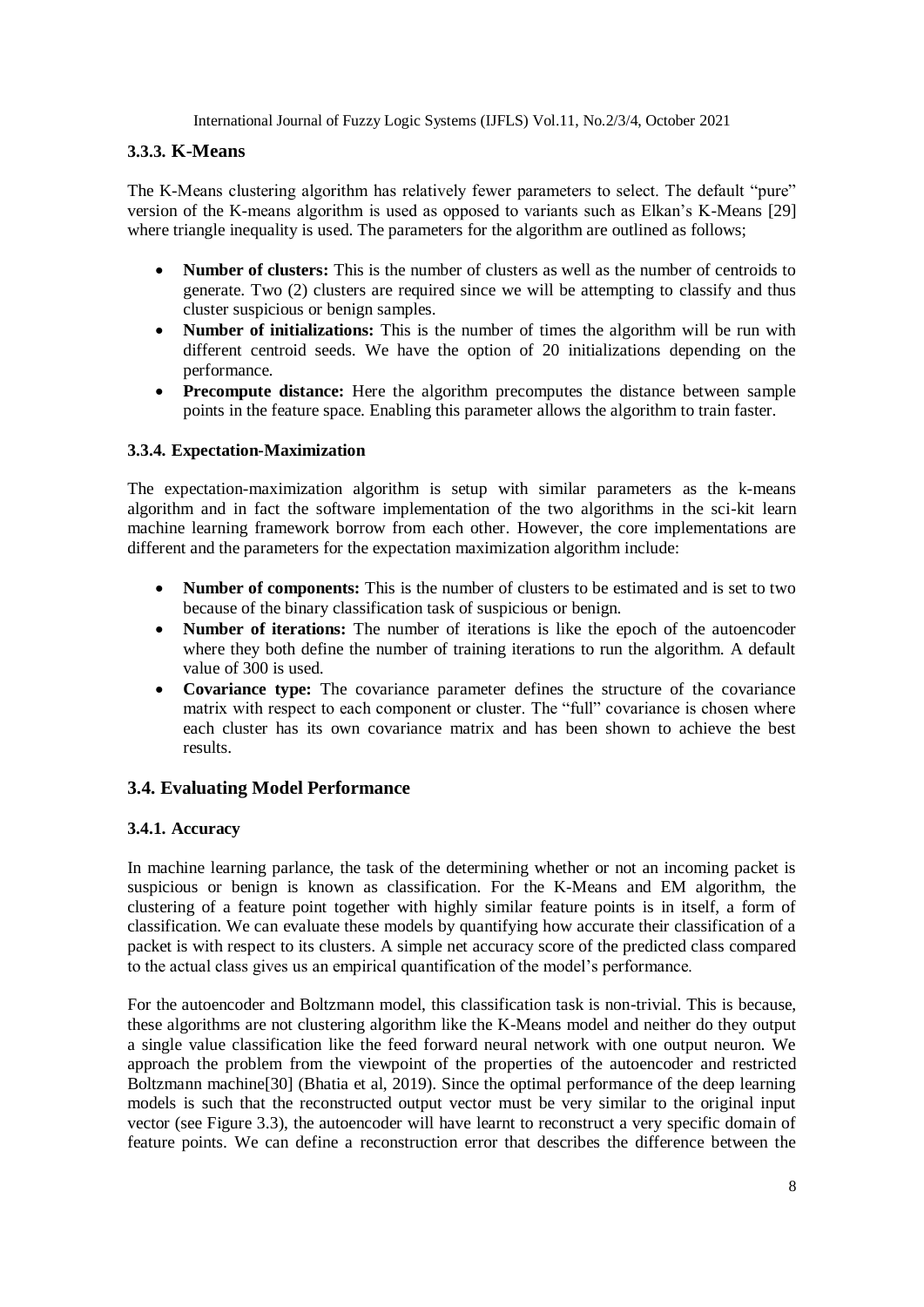### 3.3.3. K-Means

The K-Means clustering algorithm has relatively fewer parameters to select. The default "pure" version of the K-means algorithm is used as opposed to variants such as Elkan's K-Means [29] where triangle inequality is used. The parameters for the algorithm are outlined as follows;

- **Number of clusters:** This is the number of clusters as well as the number of centroids to generate. Two (2) clusters are required since we will be attempting to classify and thus cluster suspicious or benign samples.
- **Number of initializations:** This is the number of times the algorithm will be run with different centroid seeds. We have the option of 20 initializations depending on the performance.
- **Precompute distance:** Here the algorithm precomputes the distance between sample points in the feature space. Enabling this parameter allows the algorithm to train faster.

#### 3.3.4. Expectation-Maximization

The expectation-maximization algorithm is setup with similar parameters as the k-means algorithm and in fact the software implementation of the two algorithms in the sci-kit learn machine learning framework borrow from each other. However, the core implementations are different and the parameters for the expectation maximization algorithm include:

- **Number of components:** This is the number of clusters to be estimated and is set to two because of the binary classification task of suspicious or benign.
- **Number of iterations:** The number of iterations is like the epoch of the autoencoder where they both define the number of training iterations to run the algorithm. A default value of 300 is used.
- **Covariance type:** The covariance parameter defines the structure of the covariance matrix with respect to each component or cluster. The "full" covariance is chosen where each cluster has its own covariance matrix and has been shown to achieve the best results.

## 3.4. Evaluating Model Performance

#### 3.4.1. Accuracy

In machine learning parlance, the task of the determining whether or not an incoming packet is suspicious or benign is known as classification. For the K-Means and EM algorithm, the clustering of a feature point together with highly similar feature points is in itself, a form of classification. We can evaluate these models by quantifying how accurate their classification of a packet is with respect to its clusters. A simple net accuracy score of the predicted class compared to the actual class gives us an empirical quantification of the model's performance.

For the autoencoder and Boltzmann model, this classification task is non-trivial. This is because, these algorithms are not clustering algorithm like the K-Means model and neither do they output a single value classification like the feed forward neural network with one output neuron. We approach the problem from the viewpoint of the properties of the autoencoder and restricted Boltzmann machine[30] (Bhatia et al, 2019). Since the optimal performance of the deep learning models is such that the reconstructed output vector must be very similar to the original input vector (see Figure 3.3), the autoencoder will have learnt to reconstruct a very specific domain of feature points. We can define a reconstruction error that describes the difference between the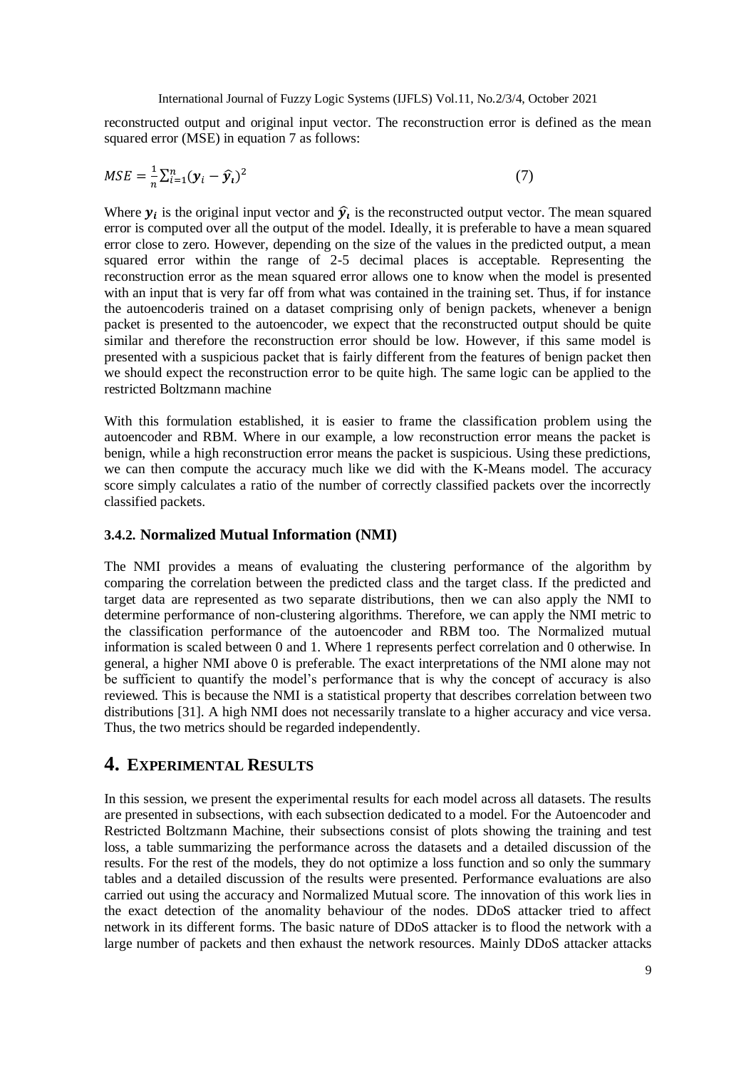reconstructed output and original input vector. The reconstruction error is defined as the mean squared error (MSE) in equation 7 as follows:

$$MSE = \frac{1}{n}\sum_{i=1}^{n}(\boldsymbol{y}_i - \widehat{\boldsymbol{y}}_i)^2 \quad (7)$$

Where $\boldsymbol{y}_i$ is the original input vector and $\widehat{\boldsymbol{y}}_i$ is the reconstructed output vector. The mean squared error is computed over all the output of the model. Ideally, it is preferable to have a mean squared error close to zero. However, depending on the size of the values in the predicted output, a mean squared error within the range of 2-5 decimal places is acceptable. Representing the reconstruction error as the mean squared error allows one to know when the model is presented with an input that is very far off from what was contained in the training set. Thus, if for instance the autoencoderis trained on a dataset comprising only of benign packets, whenever a benign packet is presented to the autoencoder, we expect that the reconstructed output should be quite similar and therefore the reconstruction error should be low. However, if this same model is presented with a suspicious packet that is fairly different from the features of benign packet then we should expect the reconstruction error to be quite high. The same logic can be applied to the restricted Boltzmann machine

With this formulation established, it is easier to frame the classification problem using the autoencoder and RBM. Where in our example, a low reconstruction error means the packet is benign, while a high reconstruction error means the packet is suspicious. Using these predictions, we can then compute the accuracy much like we did with the K-Means model. The accuracy score simply calculates a ratio of the number of correctly classified packets over the incorrectly classified packets.

### 3.4.2. Normalized Mutual Information (NMI)

The NMI provides a means of evaluating the clustering performance of the algorithm by comparing the correlation between the predicted class and the target class. If the predicted and target data are represented as two separate distributions, then we can also apply the NMI to determine performance of non-clustering algorithms. Therefore, we can apply the NMI metric to the classification performance of the autoencoder and RBM too. The Normalized mutual information is scaled between 0 and 1. Where 1 represents perfect correlation and 0 otherwise. In general, a higher NMI above 0 is preferable. The exact interpretations of the NMI alone may not be sufficient to quantify the model's performance that is why the concept of accuracy is also reviewed. This is because the NMI is a statistical property that describes correlation between two distributions [31]. A high NMI does not necessarily translate to a higher accuracy and vice versa. Thus, the two metrics should be regarded independently.

## 4. EXPERIMENTAL RESULTS

In this session, we present the experimental results for each model across all datasets. The results are presented in subsections, with each subsection dedicated to a model. For the Autoencoder and Restricted Boltzmann Machine, their subsections consist of plots showing the training and test loss, a table summarizing the performance across the datasets and a detailed discussion of the results. For the rest of the models, they do not optimize a loss function and so only the summary tables and a detailed discussion of the results were presented. Performance evaluations are also carried out using the accuracy and Normalized Mutual score. The innovation of this work lies in the exact detection of the anomality behaviour of the nodes. DDoS attacker tried to affect network in its different forms. The basic nature of DDoS attacker is to flood the network with a large number of packets and then exhaust the network resources. Mainly DDoS attacker attacks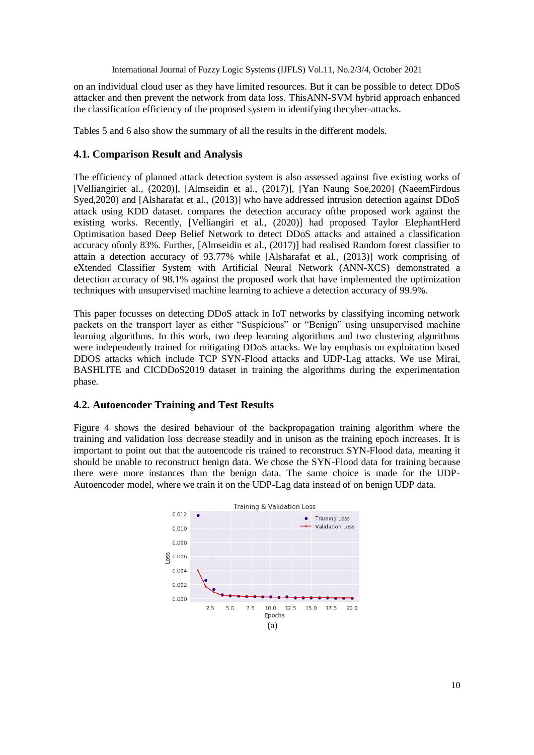on an individual cloud user as they have limited resources. But it can be possible to detect DDoS attacker and then prevent the network from data loss. ThisANN-SVM hybrid approach enhanced the classification efficiency of the proposed system in identifying thecyber-attacks.

Tables 5 and 6 also show the summary of all the results in the different models.

### 4.1. Comparison Result and Analysis

The efficiency of planned attack detection system is also assessed against five existing works of [Velliangiriet al., (2020)], [Almseidin et al., (2017)], [Yan Naung Soe,2020] (NaeemFirdous Syed,2020) and [Alsharafat et al., (2013)] who have addressed intrusion detection against DDoS attack using KDD dataset. compares the detection accuracy ofthe proposed work against the existing works. Recently, [Velliangiri et al., (2020)] had proposed Taylor ElephantHerd Optimisation based Deep Belief Network to detect DDoS attacks and attained a classification accuracy ofonly 83%. Further, [Almseidin et al., (2017)] had realised Random forest classifier to attain a detection accuracy of 93.77% while [Alsharafat et al., (2013)] work comprising of eXtended Classifier System with Artificial Neural Network (ANN-XCS) demonstrated a detection accuracy of 98.1% against the proposed work that have implemented the optimization techniques with unsupervised machine learning to achieve a detection accuracy of 99.9%.

This paper focusses on detecting DDoS attack in IoT networks by classifying incoming network packets on the transport layer as either "Suspicious" or "Benign" using unsupervised machine learning algorithms. In this work, two deep learning algorithms and two clustering algorithms were independently trained for mitigating DDoS attacks. We lay emphasis on exploitation based DDOS attacks which include TCP SYN-Flood attacks and UDP-Lag attacks. We use Mirai, BASHLITE and CICDDoS2019 dataset in training the algorithms during the experimentation phase.

### 4.2. Autoencoder Training and Test Results

Figure 4 shows the desired behaviour of the backpropagation training algorithm where the training and validation loss decrease steadily and in unison as the training epoch increases. It is important to point out that the autoencode ris trained to reconstruct SYN-Flood data, meaning it should be unable to reconstruct benign data. We chose the SYN-Flood data for training because there were more instances than the benign data. The same choice is made for the UDP-Autoencoder model, where we train it on the UDP-Lag data instead of on benign UDP data.

(a)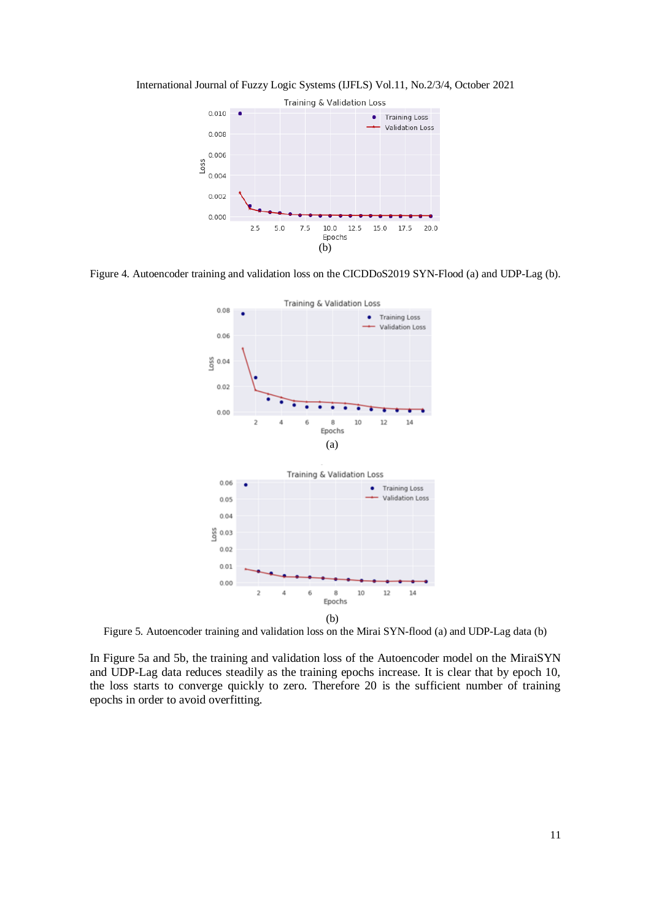(b)

Figure 4. Autoencoder training and validation loss on the CICDDoS2019 SYN-Flood (a) and UDP-Lag (b).

(a)

(b)

Figure 5. Autoencoder training and validation loss on the Mirai SYN-flood (a) and UDP-Lag data (b)

In Figure 5a and 5b, the training and validation loss of the Autoencoder model on the MiraiSYN and UDP-Lag data reduces steadily as the training epochs increase. It is clear that by epoch 10, the loss starts to converge quickly to zero. Therefore 20 is the sufficient number of training epochs in order to avoid overfitting.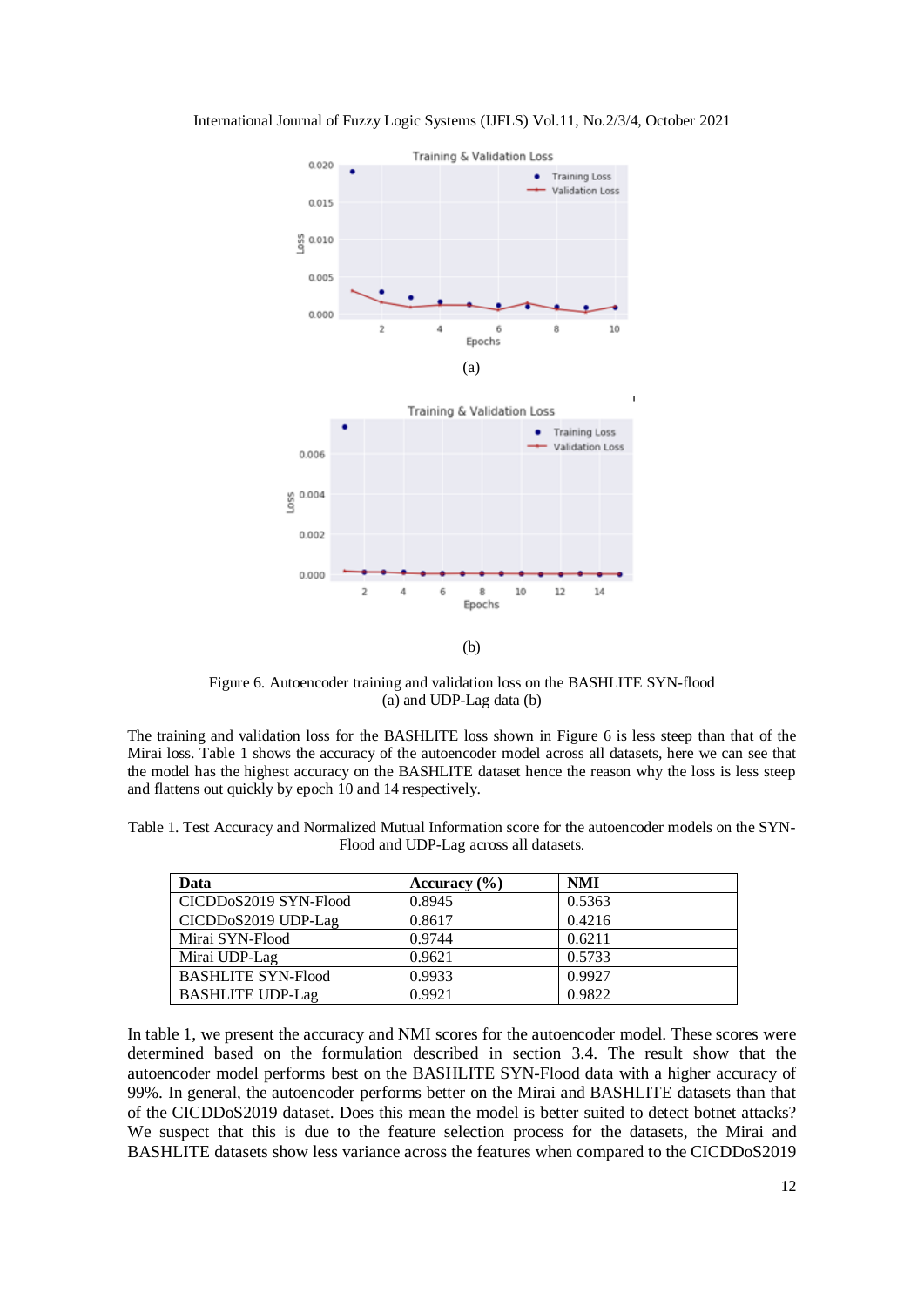(a)

(b)

Figure 6. Autoencoder training and validation loss on the BASHLITE SYN-flood (a) and UDP-Lag data (b)

The training and validation loss for the BASHLITE loss shown in Figure 6 is less steep than that of the Mirai loss. Table 1 shows the accuracy of the autoencoder model across all datasets, here we can see that the model has the highest accuracy on the BASHLITE dataset hence the reason why the loss is less steep and flattens out quickly by epoch 10 and 14 respectively.

Table 1. Test Accuracy and Normalized Mutual Information score for the autoencoder models on the SYN-Flood and UDP-Lag across all datasets.

| Data | Accuracy (%) | NMI |
|---|---|---|
| CICDDoS2019 SYN-Flood | 0.8945 | 0.5363 |
| CICDDoS2019 UDP-Lag | 0.8617 | 0.4216 |
| Mirai SYN-Flood | 0.9744 | 0.6211 |
| Mirai UDP-Lag | 0.9621 | 0.5733 |
| BASHLITE SYN-Flood | 0.9933 | 0.9927 |
| BASHLITE UDP-Lag | 0.9921 | 0.9822 |

In table 1, we present the accuracy and NMI scores for the autoencoder model. These scores were determined based on the formulation described in section 3.4. The result show that the autoencoder model performs best on the BASHLITE SYN-Flood data with a higher accuracy of 99%. In general, the autoencoder performs better on the Mirai and BASHLITE datasets than that of the CICDDoS2019 dataset. Does this mean the model is better suited to detect botnet attacks? We suspect that this is due to the feature selection process for the datasets, the Mirai and BASHLITE datasets show less variance across the features when compared to the CICDDoS2019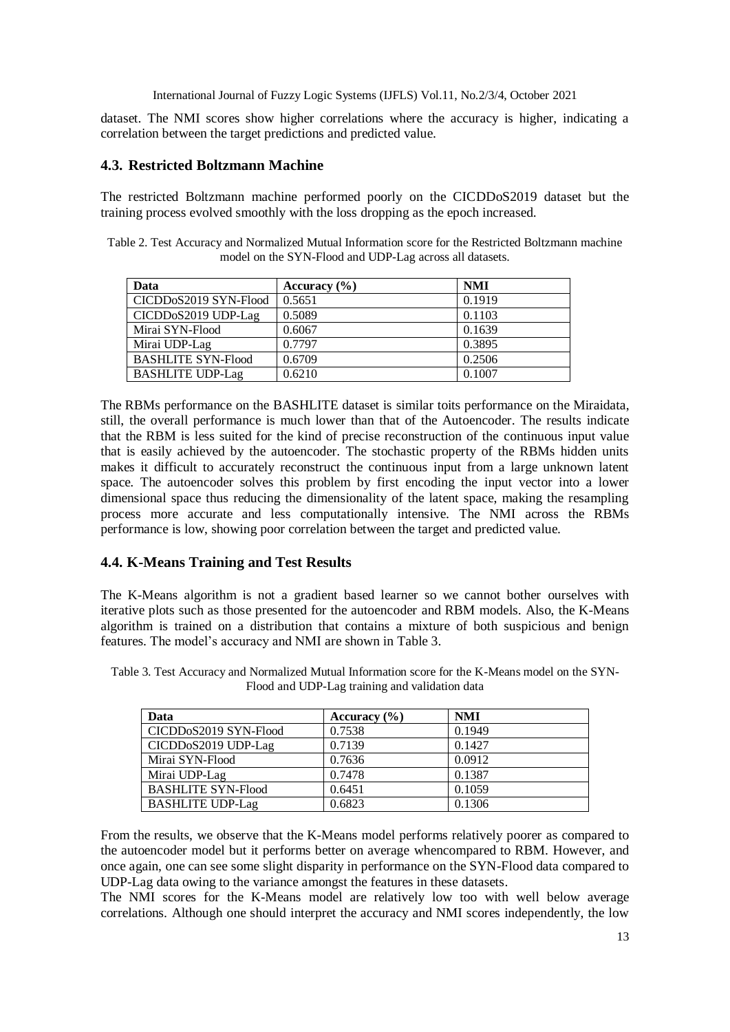dataset. The NMI scores show higher correlations where the accuracy is higher, indicating a correlation between the target predictions and predicted value.

### 4.3. Restricted Boltzmann Machine

The restricted Boltzmann machine performed poorly on the CICDDoS2019 dataset but the training process evolved smoothly with the loss dropping as the epoch increased.

Table 2. Test Accuracy and Normalized Mutual Information score for the Restricted Boltzmann machine model on the SYN-Flood and UDP-Lag across all datasets.

| Data | Accuracy (%) | NMI |
|---|---|---|
| CICDDoS2019 SYN-Flood | 0.5651 | 0.1919 |
| CICDDoS2019 UDP-Lag | 0.5089 | 0.1103 |
| Mirai SYN-Flood | 0.6067 | 0.1639 |
| Mirai UDP-Lag | 0.7797 | 0.3895 |
| BASHLITE SYN-Flood | 0.6709 | 0.2506 |
| BASHLITE UDP-Lag | 0.6210 | 0.1007 |

The RBMs performance on the BASHLITE dataset is similar toits performance on the Miraidata, still, the overall performance is much lower than that of the Autoencoder. The results indicate that the RBM is less suited for the kind of precise reconstruction of the continuous input value that is easily achieved by the autoencoder. The stochastic property of the RBMs hidden units makes it difficult to accurately reconstruct the continuous input from a large unknown latent space. The autoencoder solves this problem by first encoding the input vector into a lower dimensional space thus reducing the dimensionality of the latent space, making the resampling process more accurate and less computationally intensive. The NMI across the RBMs performance is low, showing poor correlation between the target and predicted value.

### 4.4. K-Means Training and Test Results

The K-Means algorithm is not a gradient based learner so we cannot bother ourselves with iterative plots such as those presented for the autoencoder and RBM models. Also, the K-Means algorithm is trained on a distribution that contains a mixture of both suspicious and benign features. The model's accuracy and NMI are shown in Table 3.

Table 3. Test Accuracy and Normalized Mutual Information score for the K-Means model on the SYN-Flood and UDP-Lag training and validation data

| Data | Accuracy (%) | NMI |
|---|---|---|
| CICDDoS2019 SYN-Flood | 0.7538 | 0.1949 |
| CICDDoS2019 UDP-Lag | 0.7139 | 0.1427 |
| Mirai SYN-Flood | 0.7636 | 0.0912 |
| Mirai UDP-Lag | 0.7478 | 0.1387 |
| BASHLITE SYN-Flood | 0.6451 | 0.1059 |
| BASHLITE UDP-Lag | 0.6823 | 0.1306 |

From the results, we observe that the K-Means model performs relatively poorer as compared to the autoencoder model but it performs better on average whencompared to RBM. However, and once again, one can see some slight disparity in performance on the SYN-Flood data compared to UDP-Lag data owing to the variance amongst the features in these datasets.

The NMI scores for the K-Means model are relatively low too with well below average correlations. Although one should interpret the accuracy and NMI scores independently, the low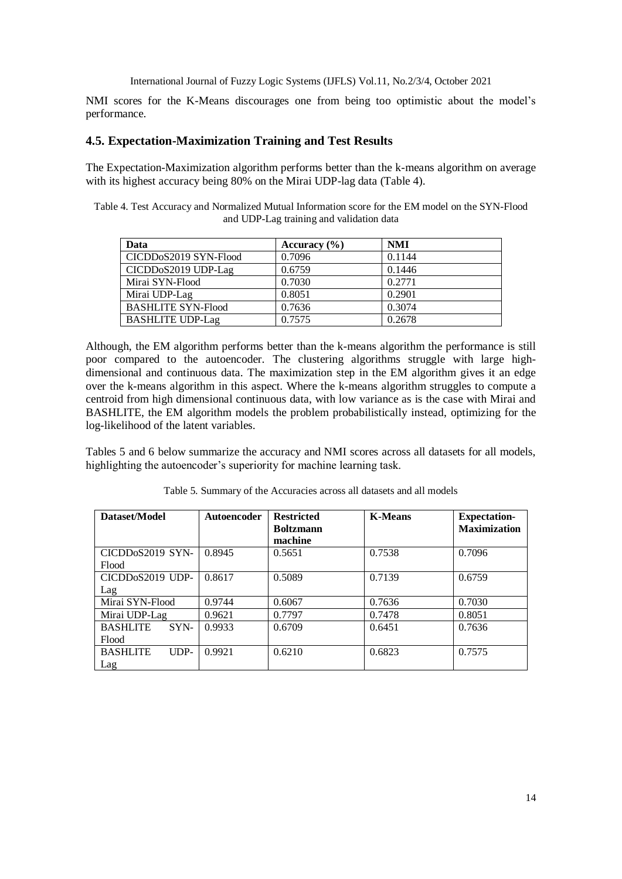NMI scores for the K-Means discourages one from being too optimistic about the model's performance.

### 4.5. Expectation-Maximization Training and Test Results

The Expectation-Maximization algorithm performs better than the k-means algorithm on average with its highest accuracy being 80% on the Mirai UDP-lag data (Table 4).

Table 4. Test Accuracy and Normalized Mutual Information score for the EM model on the SYN-Flood and UDP-Lag training and validation data

| Data | Accuracy (%) | NMI |
|---|---|---|
| CICDDoS2019 SYN-Flood | 0.7096 | 0.1144 |
| CICDDoS2019 UDP-Lag | 0.6759 | 0.1446 |
| Mirai SYN-Flood | 0.7030 | 0.2771 |
| Mirai UDP-Lag | 0.8051 | 0.2901 |
| BASHLITE SYN-Flood | 0.7636 | 0.3074 |
| BASHLITE UDP-Lag | 0.7575 | 0.2678 |

Although, the EM algorithm performs better than the k-means algorithm the performance is still poor compared to the autoencoder. The clustering algorithms struggle with large high-dimensional and continuous data. The maximization step in the EM algorithm gives it an edge over the k-means algorithm in this aspect. Where the k-means algorithm struggles to compute a centroid from high dimensional continuous data, with low variance as is the case with Mirai and BASHLITE, the EM algorithm models the problem probabilistically instead, optimizing for the log-likelihood of the latent variables.

Tables 5 and 6 below summarize the accuracy and NMI scores across all datasets for all models, highlighting the autoencoder's superiority for machine learning task.

Table 5. Summary of the Accuracies across all datasets and all models

| Dataset/Model | Autoencoder | Restricted Boltzmann machine | K-Means | Expectation-Maximization |
|---|---|---|---|---|
| CICDDoS2019 SYN-Flood | 0.8945 | 0.5651 | 0.7538 | 0.7096 |
| CICDDoS2019 UDP-Lag | 0.8617 | 0.5089 | 0.7139 | 0.6759 |
| Mirai SYN-Flood | 0.9744 | 0.6067 | 0.7636 | 0.7030 |
| Mirai UDP-Lag | 0.9621 | 0.7797 | 0.7478 | 0.8051 |
| BASHLITE SYN-Flood | 0.9933 | 0.6709 | 0.6451 | 0.7636 |
| BASHLITE UDP-Lag | 0.9921 | 0.6210 | 0.6823 | 0.7575 |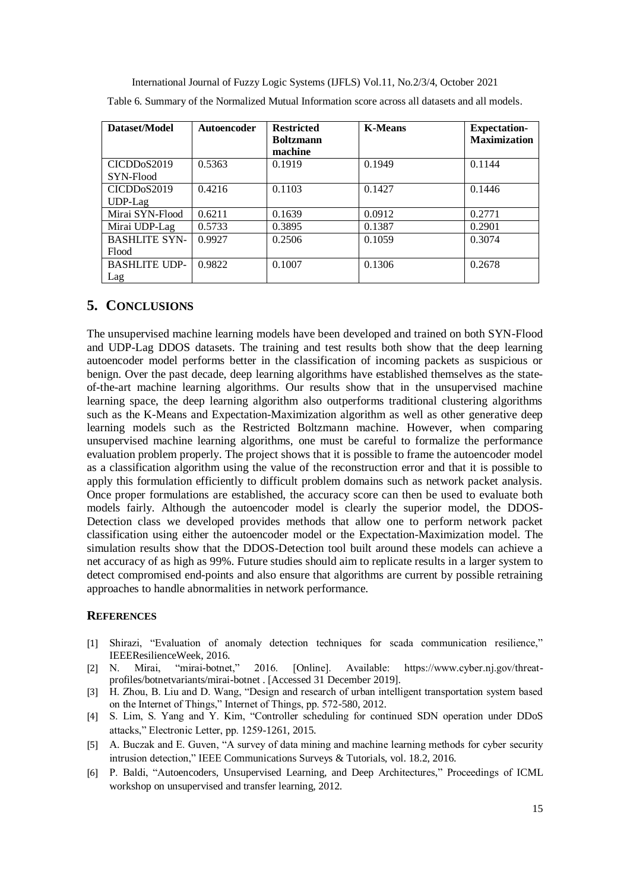Table 6. Summary of the Normalized Mutual Information score across all datasets and all models.

| Dataset/Model | Autoencoder | Restricted Boltzmann machine | K-Means | Expectation-Maximization |
|---|---|---|---|---|
| CICDDoS2019 SYN-Flood | 0.5363 | 0.1919 | 0.1949 | 0.1144 |
| CICDDoS2019 UDP-Lag | 0.4216 | 0.1103 | 0.1427 | 0.1446 |
| Mirai SYN-Flood | 0.6211 | 0.1639 | 0.0912 | 0.2771 |
| Mirai UDP-Lag | 0.5733 | 0.3895 | 0.1387 | 0.2901 |
| BASHLITE SYN-Flood | 0.9927 | 0.2506 | 0.1059 | 0.3074 |
| BASHLITE UDP-Lag | 0.9822 | 0.1007 | 0.1306 | 0.2678 |

## 5. CONCLUSIONS

The unsupervised machine learning models have been developed and trained on both SYN-Flood and UDP-Lag DDOS datasets. The training and test results both show that the deep learning autoencoder model performs better in the classification of incoming packets as suspicious or benign. Over the past decade, deep learning algorithms have established themselves as the state-of-the-art machine learning algorithms. Our results show that in the unsupervised machine learning space, the deep learning algorithm also outperforms traditional clustering algorithms such as the K-Means and Expectation-Maximization algorithm as well as other generative deep learning models such as the Restricted Boltzmann machine. However, when comparing unsupervised machine learning algorithms, one must be careful to formalize the performance evaluation problem properly. The project shows that it is possible to frame the autoencoder model as a classification algorithm using the value of the reconstruction error and that it is possible to apply this formulation efficiently to difficult problem domains such as network packet analysis. Once proper formulations are established, the accuracy score can then be used to evaluate both models fairly. Although the autoencoder model is clearly the superior model, the DDOS-Detection class we developed provides methods that allow one to perform network packet classification using either the autoencoder model or the Expectation-Maximization model. The simulation results show that the DDOS-Detection tool built around these models can achieve a net accuracy of as high as 99%. Future studies should aim to replicate results in a larger system to detect compromised end-points and also ensure that algorithms are current by possible retraining approaches to handle abnormalities in network performance.

## REFERENCES

[1] Shirazi, "Evaluation of anomaly detection techniques for scada communication resilience," IEEEResilienceWeek, 2016.

[2] N. Mirai, "mirai-botnet," 2016. [Online]. Available: https://www.cyber.nj.gov/threat-profiles/botnetvariants/mirai-botnet . [Accessed 31 December 2019].

[3] H. Zhou, B. Liu and D. Wang, "Design and research of urban intelligent transportation system based on the Internet of Things," Internet of Things, pp. 572-580, 2012.

[4] S. Lim, S. Yang and Y. Kim, "Controller scheduling for continued SDN operation under DDoS attacks," Electronic Letter, pp. 1259-1261, 2015.

[5] A. Buczak and E. Guven, "A survey of data mining and machine learning methods for cyber security intrusion detection," IEEE Communications Surveys & Tutorials, vol. 18.2, 2016.

[6] P. Baldi, "Autoencoders, Unsupervised Learning, and Deep Architectures," Proceedings of ICML workshop on unsupervised and transfer learning, 2012.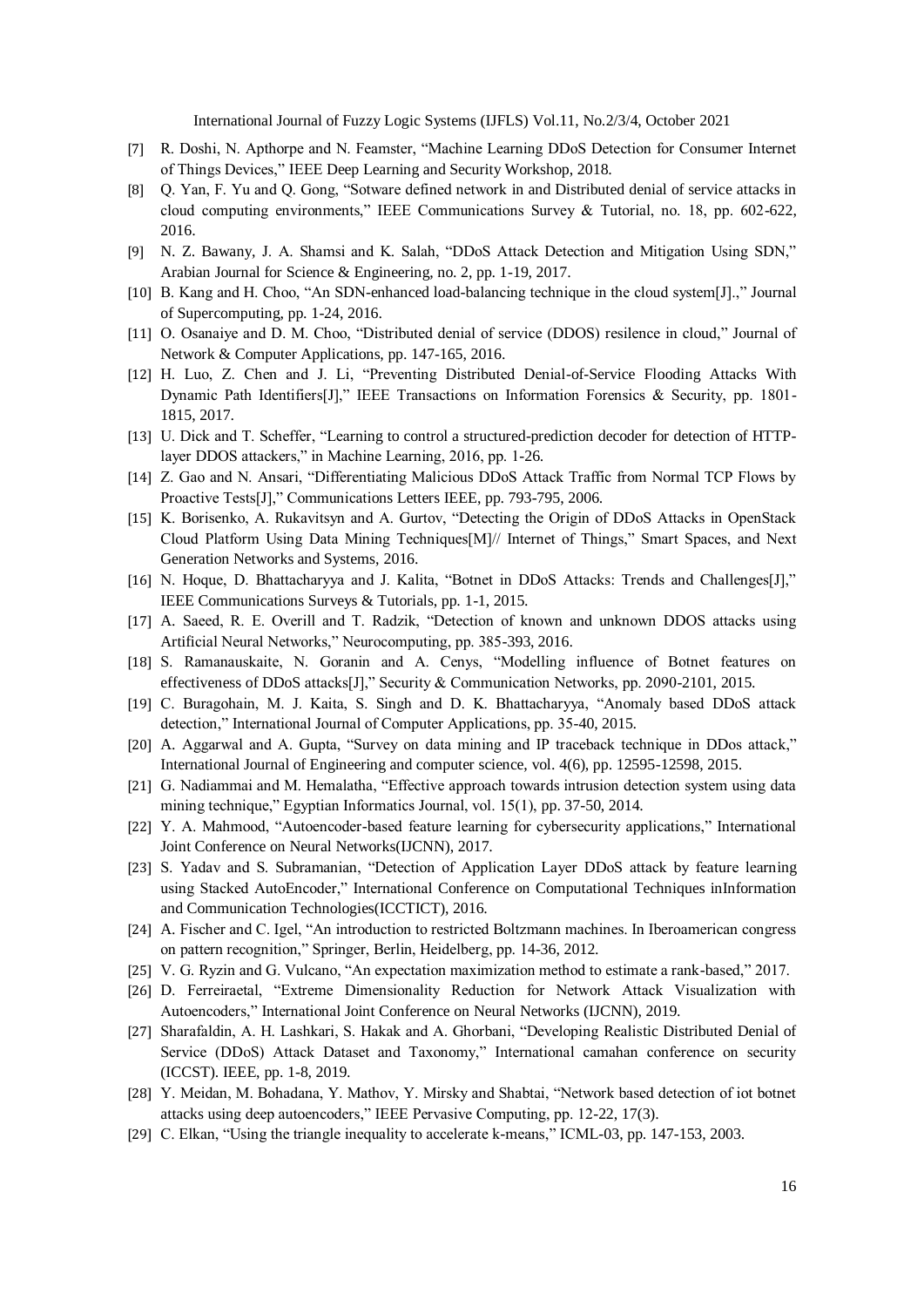[7] R. Doshi, N. Apthorpe and N. Feamster, "Machine Learning DDoS Detection for Consumer Internet of Things Devices," IEEE Deep Learning and Security Workshop, 2018.

[8] Q. Yan, F. Yu and Q. Gong, "Sotware defined network in and Distributed denial of service attacks in cloud computing environments," IEEE Communications Survey & Tutorial, no. 18, pp. 602-622, 2016.

[9] N. Z. Bawany, J. A. Shamsi and K. Salah, "DDoS Attack Detection and Mitigation Using SDN," Arabian Journal for Science & Engineering, no. 2, pp. 1-19, 2017.

[10] B. Kang and H. Choo, "An SDN-enhanced load-balancing technique in the cloud system[J].," Journal of Supercomputing, pp. 1-24, 2016.

[11] O. Osanaiye and D. M. Choo, "Distributed denial of service (DDOS) resilence in cloud," Journal of Network & Computer Applications, pp. 147-165, 2016.

[12] H. Luo, Z. Chen and J. Li, "Preventing Distributed Denial-of-Service Flooding Attacks With Dynamic Path Identifiers[J]," IEEE Transactions on Information Forensics & Security, pp. 1801-1815, 2017.

[13] U. Dick and T. Scheffer, "Learning to control a structured-prediction decoder for detection of HTTP-layer DDOS attackers," in Machine Learning, 2016, pp. 1-26.

[14] Z. Gao and N. Ansari, "Differentiating Malicious DDoS Attack Traffic from Normal TCP Flows by Proactive Tests[J]," Communications Letters IEEE, pp. 793-795, 2006.

[15] K. Borisenko, A. Rukavitsyn and A. Gurtov, "Detecting the Origin of DDoS Attacks in OpenStack Cloud Platform Using Data Mining Techniques[M]// Internet of Things," Smart Spaces, and Next Generation Networks and Systems, 2016.

[16] N. Hoque, D. Bhattacharyya and J. Kalita, "Botnet in DDoS Attacks: Trends and Challenges[J]," IEEE Communications Surveys & Tutorials, pp. 1-1, 2015.

[17] A. Saeed, R. E. Overill and T. Radzik, "Detection of known and unknown DDOS attacks using Artificial Neural Networks," Neurocomputing, pp. 385-393, 2016.

[18] S. Ramanauskaite, N. Goranin and A. Cenys, "Modelling influence of Botnet features on effectiveness of DDoS attacks[J]," Security & Communication Networks, pp. 2090-2101, 2015.

[19] C. Buragohain, M. J. Kaita, S. Singh and D. K. Bhattacharyya, "Anomaly based DDoS attack detection," International Journal of Computer Applications, pp. 35-40, 2015.

[20] A. Aggarwal and A. Gupta, "Survey on data mining and IP traceback technique in DDos attack," International Journal of Engineering and computer science, vol. 4(6), pp. 12595-12598, 2015.

[21] G. Nadiammai and M. Hemalatha, "Effective approach towards intrusion detection system using data mining technique," Egyptian Informatics Journal, vol. 15(1), pp. 37-50, 2014.

[22] Y. A. Mahmood, "Autoencoder-based feature learning for cybersecurity applications," International Joint Conference on Neural Networks(IJCNN), 2017.

[23] S. Yadav and S. Subramanian, "Detection of Application Layer DDoS attack by feature learning using Stacked AutoEncoder," International Conference on Computational Techniques inInformation and Communication Technologies(ICCTICT), 2016.

[24] A. Fischer and C. Igel, "An introduction to restricted Boltzmann machines. In Iberoamerican congress on pattern recognition," Springer, Berlin, Heidelberg, pp. 14-36, 2012.

[25] V. G. Ryzin and G. Vulcano, "An expectation maximization method to estimate a rank-based," 2017.

[26] D. Ferreiraetal, "Extreme Dimensionality Reduction for Network Attack Visualization with Autoencoders," International Joint Conference on Neural Networks (IJCNN), 2019.

[27] Sharafaldin, A. H. Lashkari, S. Hakak and A. Ghorbani, "Developing Realistic Distributed Denial of Service (DDoS) Attack Dataset and Taxonomy," International camahan conference on security (ICCST). IEEE, pp. 1-8, 2019.

[28] Y. Meidan, M. Bohadana, Y. Mathov, Y. Mirsky and Shabtai, "Network based detection of iot botnet attacks using deep autoencoders," IEEE Pervasive Computing, pp. 12-22, 17(3).

[29] C. Elkan, "Using the triangle inequality to accelerate k-means," ICML-03, pp. 147-153, 2003.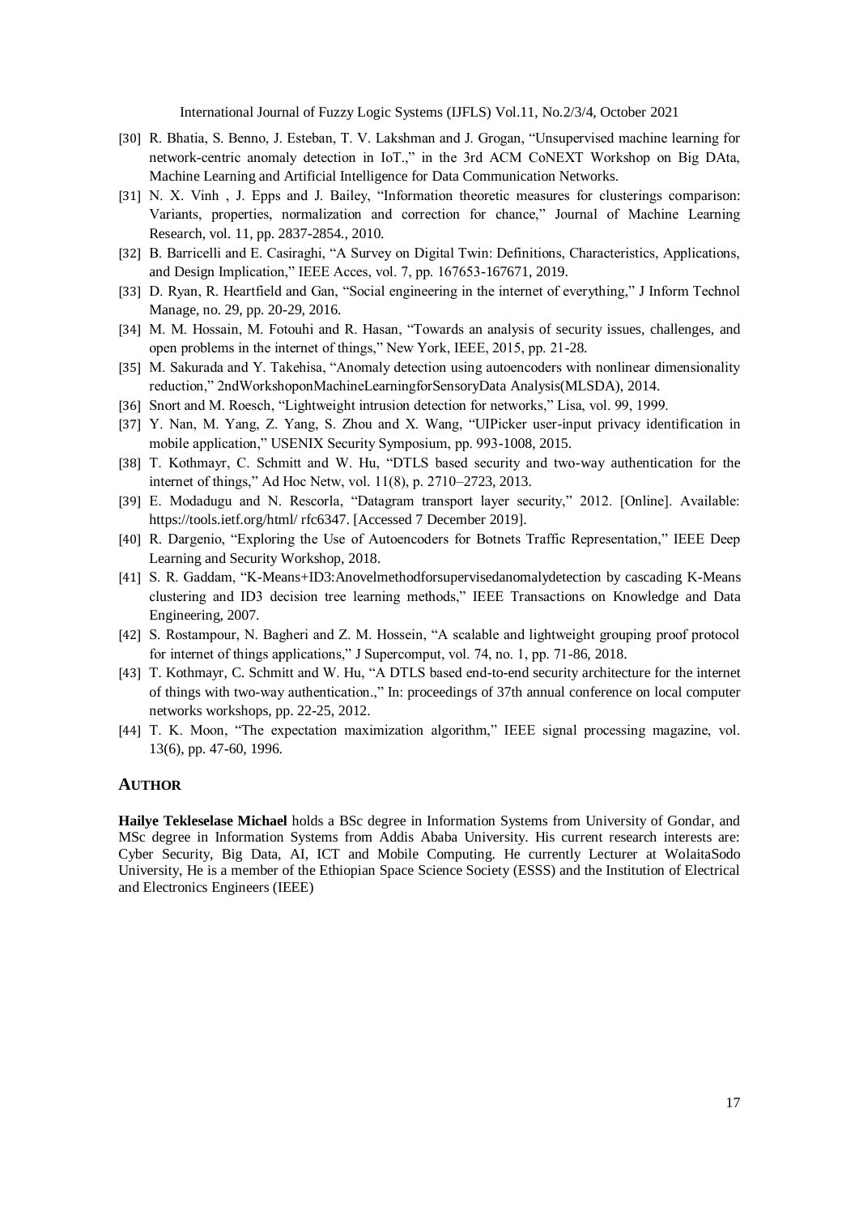[30] R. Bhatia, S. Benno, J. Esteban, T. V. Lakshman and J. Grogan, "Unsupervised machine learning for network-centric anomaly detection in IoT.," in the 3rd ACM CoNEXT Workshop on Big DAta, Machine Learning and Artificial Intelligence for Data Communication Networks.

[31] N. X. Vinh , J. Epps and J. Bailey, "Information theoretic measures for clusterings comparison: Variants, properties, normalization and correction for chance," Journal of Machine Learning Research, vol. 11, pp. 2837-2854., 2010.

[32] B. Barricelli and E. Casiraghi, "A Survey on Digital Twin: Definitions, Characteristics, Applications, and Design Implication," IEEE Acces, vol. 7, pp. 167653-167671, 2019.

[33] D. Ryan, R. Heartfield and Gan, "Social engineering in the internet of everything," J Inform Technol Manage, no. 29, pp. 20-29, 2016.

[34] M. M. Hossain, M. Fotouhi and R. Hasan, "Towards an analysis of security issues, challenges, and open problems in the internet of things," New York, IEEE, 2015, pp. 21-28.

[35] M. Sakurada and Y. Takehisa, "Anomaly detection using autoencoders with nonlinear dimensionality reduction," 2ndWorkshoponMachineLearningforSensoryData Analysis(MLSDA), 2014.

[36] Snort and M. Roesch, "Lightweight intrusion detection for networks," Lisa, vol. 99, 1999.

[37] Y. Nan, M. Yang, Z. Yang, S. Zhou and X. Wang, "UIPicker user-input privacy identification in mobile application," USENIX Security Symposium, pp. 993-1008, 2015.

[38] T. Kothmayr, C. Schmitt and W. Hu, "DTLS based security and two-way authentication for the internet of things," Ad Hoc Netw, vol. 11(8), p. 2710–2723, 2013.

[39] E. Modadugu and N. Rescorla, "Datagram transport layer security," 2012. [Online]. Available: https://tools.ietf.org/html/ rfc6347. [Accessed 7 December 2019].

[40] R. Dargenio, "Exploring the Use of Autoencoders for Botnets Traffic Representation," IEEE Deep Learning and Security Workshop, 2018.

[41] S. R. Gaddam, "K-Means+ID3:Anovelmethodforsupervisedanomalydetection by cascading K-Means clustering and ID3 decision tree learning methods," IEEE Transactions on Knowledge and Data Engineering, 2007.

[42] S. Rostampour, N. Bagheri and Z. M. Hossein, "A scalable and lightweight grouping proof protocol for internet of things applications," J Supercomput, vol. 74, no. 1, pp. 71-86, 2018.

[43] T. Kothmayr, C. Schmitt and W. Hu, "A DTLS based end-to-end security architecture for the internet of things with two-way authentication.," In: proceedings of 37th annual conference on local computer networks workshops, pp. 22-25, 2012.

[44] T. K. Moon, "The expectation maximization algorithm," IEEE signal processing magazine, vol. 13(6), pp. 47-60, 1996.

## AUTHOR

**Hailye Tekleselase Michael** holds a BSc degree in Information Systems from University of Gondar, and MSc degree in Information Systems from Addis Ababa University. His current research interests are: Cyber Security, Big Data, AI, ICT and Mobile Computing. He currently Lecturer at WolaitaSodo University, He is a member of the Ethiopian Space Science Society (ESSS) and the Institution of Electrical and Electronics Engineers (IEEE)